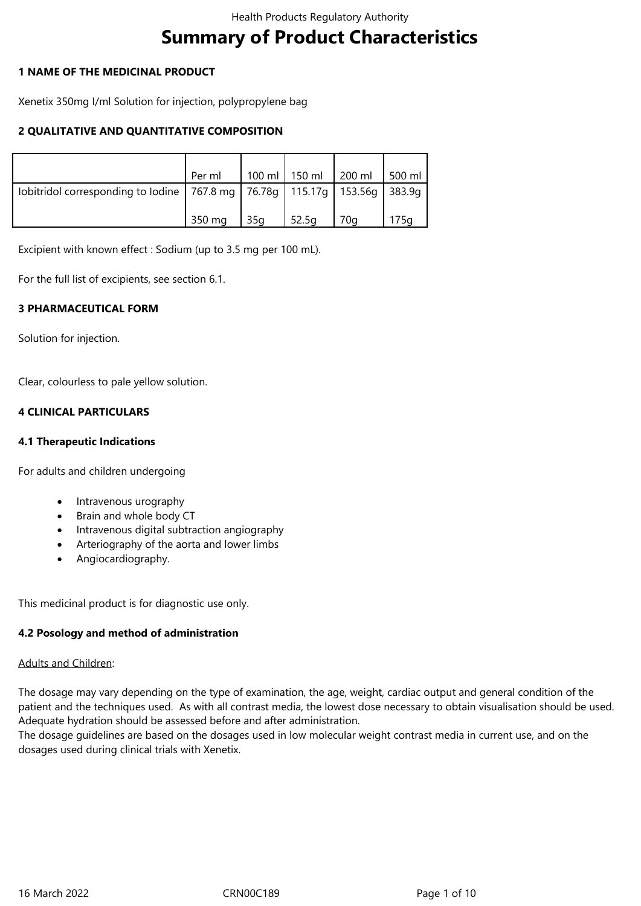# Summary of Product Characteristics

## 1 NAME OF THE MEDICINAL PRODUCT

Xenetix 350mg I/ml Solution for injection, polypropylene bag

## 2 QUALITATIVE AND QUANTITATIVE COMPOSITION

| | Per ml | 100 ml | 150 ml | 200 ml | 500 ml |
|---|---|---|---|---|---|
| Iobitridol corresponding to Iodine | 767.8 mg<br><br>350 mg | 76.78g<br><br>35g | 115.17g<br><br>52.5g | 153.56g<br><br>70g | 383.9g<br><br>175g |

Excipient with known effect : Sodium (up to 3.5 mg per 100 mL).

For the full list of excipients, see section 6.1.

## 3 PHARMACEUTICAL FORM

Solution for injection.

Clear, colourless to pale yellow solution.

## 4 CLINICAL PARTICULARS

### 4.1 Therapeutic Indications

For adults and children undergoing

- Intravenous urography
- Brain and whole body CT
- Intravenous digital subtraction angiography
- Arteriography of the aorta and lower limbs
- Angiocardiography.

This medicinal product is for diagnostic use only.

### 4.2 Posology and method of administration

Adults and Children:

The dosage may vary depending on the type of examination, the age, weight, cardiac output and general condition of the patient and the techniques used. As with all contrast media, the lowest dose necessary to obtain visualisation should be used. Adequate hydration should be assessed before and after administration.
The dosage guidelines are based on the dosages used in low molecular weight contrast media in current use, and on the dosages used during clinical trials with Xenetix.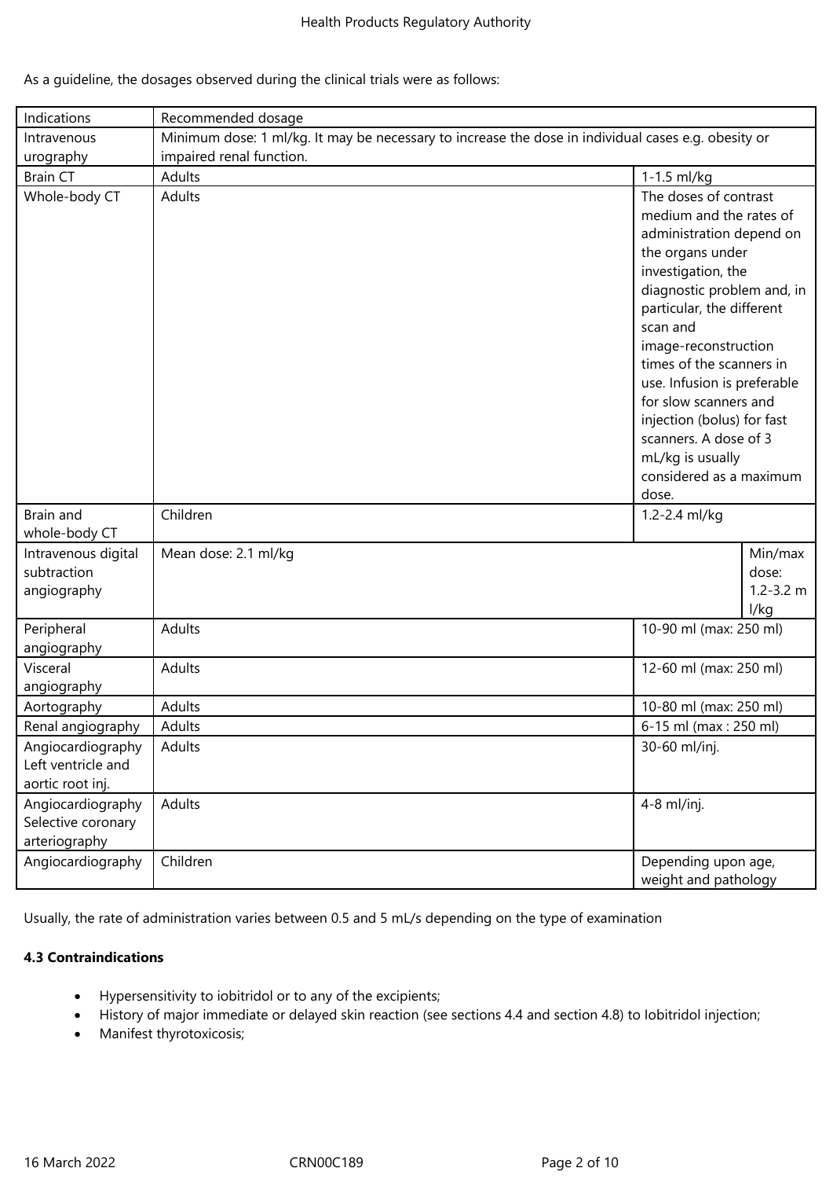As a guideline, the dosages observed during the clinical trials were as follows:

| Indications | Recommended dosage | | |
|---|---|---|---|
| Intravenous urography | Minimum dose: 1 ml/kg. It may be necessary to increase the dose in individual cases e.g. obesity or impaired renal function. | | |
| Brain CT | Adults | 1-1.5 ml/kg | |
| Whole-body CT | Adults | The doses of contrast medium and the rates of administration depend on the organs under investigation, the diagnostic problem and, in particular, the different scan and image-reconstruction times of the scanners in use. Infusion is preferable for slow scanners and injection (bolus) for fast scanners. A dose of 3 mL/kg is usually considered as a maximum dose. | |
| Brain and whole-body CT | Children | 1.2-2.4 ml/kg | |
| Intravenous digital subtraction angiography | Mean dose: 2.1 ml/kg | | Min/max dose: 1.2-3.2 ml/kg |
| Peripheral angiography | Adults | 10-90 ml (max: 250 ml) | |
| Visceral angiography | Adults | 12-60 ml (max: 250 ml) | |
| Aortography | Adults | 10-80 ml (max: 250 ml) | |
| Renal angiography | Adults | 6-15 ml (max : 250 ml) | |
| Angiocardiography Left ventricle and aortic root inj. | Adults | 30-60 ml/inj. | |
| Angiocardiography Selective coronary arteriography | Adults | 4-8 ml/inj. | |
| Angiocardiography | Children | Depending upon age, weight and pathology | |

Usually, the rate of administration varies between 0.5 and 5 mL/s depending on the type of examination

**4.3 Contraindications**

- Hypersensitivity to iobitridol or to any of the excipients;
- History of major immediate or delayed skin reaction (see sections 4.4 and section 4.8) to Iobitridol injection;
- Manifest thyrotoxicosis;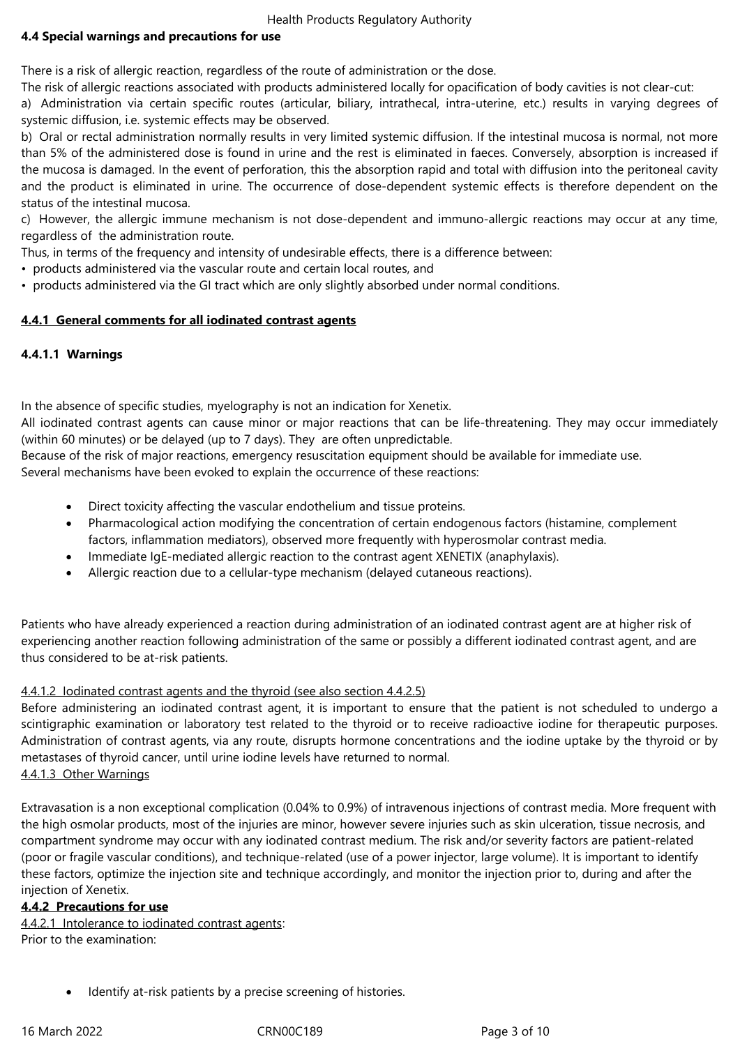**4.4 Special warnings and precautions for use**

There is a risk of allergic reaction, regardless of the route of administration or the dose.
The risk of allergic reactions associated with products administered locally for opacification of body cavities is not clear-cut:
a) Administration via certain specific routes (articular, biliary, intrathecal, intra-uterine, etc.) results in varying degrees of systemic diffusion, i.e. systemic effects may be observed.
b) Oral or rectal administration normally results in very limited systemic diffusion. If the intestinal mucosa is normal, not more than 5% of the administered dose is found in urine and the rest is eliminated in faeces. Conversely, absorption is increased if the mucosa is damaged. In the event of perforation, this the absorption rapid and total with diffusion into the peritoneal cavity and the product is eliminated in urine. The occurrence of dose-dependent systemic effects is therefore dependent on the status of the intestinal mucosa.
c) However, the allergic immune mechanism is not dose-dependent and immuno-allergic reactions may occur at any time, regardless of the administration route.
Thus, in terms of the frequency and intensity of undesirable effects, there is a difference between:

- products administered via the vascular route and certain local routes, and
- products administered via the GI tract which are only slightly absorbed under normal conditions.

**4.4.1 General comments for all iodinated contrast agents**

**4.4.1.1 Warnings**

In the absence of specific studies, myelography is not an indication for Xenetix.
All iodinated contrast agents can cause minor or major reactions that can be life-threatening. They may occur immediately (within 60 minutes) or be delayed (up to 7 days). They are often unpredictable.
Because of the risk of major reactions, emergency resuscitation equipment should be available for immediate use.
Several mechanisms have been evoked to explain the occurrence of these reactions:

- Direct toxicity affecting the vascular endothelium and tissue proteins.
- Pharmacological action modifying the concentration of certain endogenous factors (histamine, complement factors, inflammation mediators), observed more frequently with hyperosmolar contrast media.
- Immediate IgE-mediated allergic reaction to the contrast agent XENETIX (anaphylaxis).
- Allergic reaction due to a cellular-type mechanism (delayed cutaneous reactions).

Patients who have already experienced a reaction during administration of an iodinated contrast agent are at higher risk of experiencing another reaction following administration of the same or possibly a different iodinated contrast agent, and are thus considered to be at-risk patients.

4.4.1.2 Iodinated contrast agents and the thyroid (see also section 4.4.2.5)

Before administering an iodinated contrast agent, it is important to ensure that the patient is not scheduled to undergo a scintigraphic examination or laboratory test related to the thyroid or to receive radioactive iodine for therapeutic purposes. Administration of contrast agents, via any route, disrupts hormone concentrations and the iodine uptake by the thyroid or by metastases of thyroid cancer, until urine iodine levels have returned to normal.

4.4.1.3 Other Warnings

Extravasation is a non exceptional complication (0.04% to 0.9%) of intravenous injections of contrast media. More frequent with the high osmolar products, most of the injuries are minor, however severe injuries such as skin ulceration, tissue necrosis, and compartment syndrome may occur with any iodinated contrast medium. The risk and/or severity factors are patient-related (poor or fragile vascular conditions), and technique-related (use of a power injector, large volume). It is important to identify these factors, optimize the injection site and technique accordingly, and monitor the injection prior to, during and after the injection of Xenetix.

**4.4.2 Precautions for use**

4.4.2.1 Intolerance to iodinated contrast agents:

Prior to the examination:

- Identify at-risk patients by a precise screening of histories.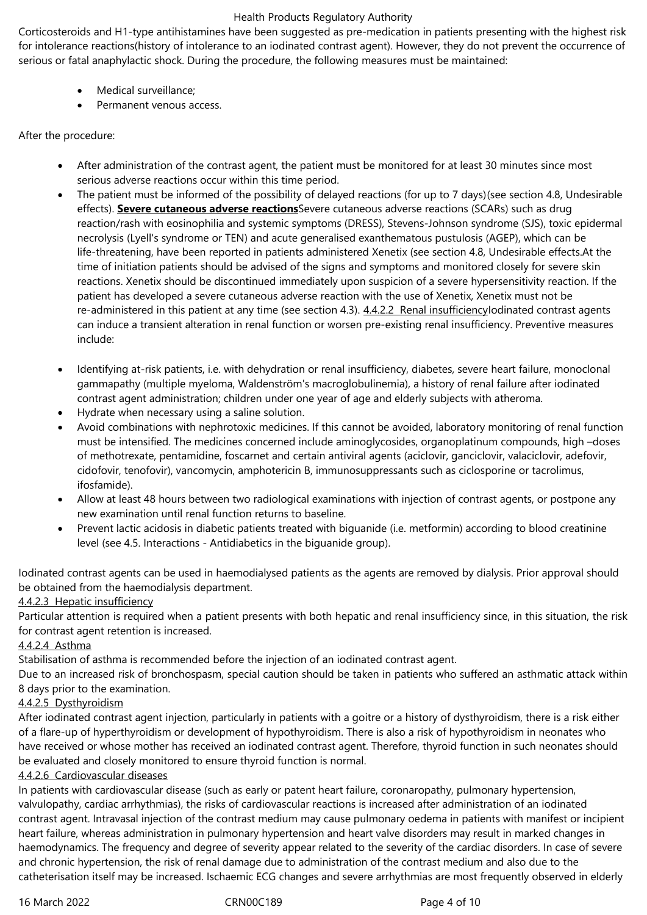Corticosteroids and H1-type antihistamines have been suggested as pre-medication in patients presenting with the highest risk for intolerance reactions(history of intolerance to an iodinated contrast agent). However, they do not prevent the occurrence of serious or fatal anaphylactic shock. During the procedure, the following measures must be maintained:

- Medical surveillance;
- Permanent venous access.

After the procedure:

- After administration of the contrast agent, the patient must be monitored for at least 30 minutes since most serious adverse reactions occur within this time period.
- The patient must be informed of the possibility of delayed reactions (for up to 7 days)(see section 4.8, Undesirable effects). **Severe cutaneous adverse reactions**Severe cutaneous adverse reactions (SCARs) such as drug reaction/rash with eosinophilia and systemic symptoms (DRESS), Stevens-Johnson syndrome (SJS), toxic epidermal necrolysis (Lyell's syndrome or TEN) and acute generalised exanthematous pustulosis (AGEP), which can be life-threatening, have been reported in patients administered Xenetix (see section 4.8, Undesirable effects.At the time of initiation patients should be advised of the signs and symptoms and monitored closely for severe skin reactions. Xenetix should be discontinued immediately upon suspicion of a severe hypersensitivity reaction. If the patient has developed a severe cutaneous adverse reaction with the use of Xenetix, Xenetix must not be re-administered in this patient at any time (see section 4.3). 4.4.2.2 Renal insufficiencyIodinated contrast agents can induce a transient alteration in renal function or worsen pre-existing renal insufficiency. Preventive measures include:

- Identifying at-risk patients, i.e. with dehydration or renal insufficiency, diabetes, severe heart failure, monoclonal gammapathy (multiple myeloma, Waldenström's macroglobulinemia), a history of renal failure after iodinated contrast agent administration; children under one year of age and elderly subjects with atheroma.
- Hydrate when necessary using a saline solution.
- Avoid combinations with nephrotoxic medicines. If this cannot be avoided, laboratory monitoring of renal function must be intensified. The medicines concerned include aminoglycosides, organoplatinum compounds, high –doses of methotrexate, pentamidine, foscarnet and certain antiviral agents (aciclovir, ganciclovir, valaciclovir, adefovir, cidofovir, tenofovir), vancomycin, amphotericin B, immunosuppressants such as ciclosporine or tacrolimus, ifosfamide).
- Allow at least 48 hours between two radiological examinations with injection of contrast agents, or postpone any new examination until renal function returns to baseline.
- Prevent lactic acidosis in diabetic patients treated with biguanide (i.e. metformin) according to blood creatinine level (see 4.5. Interactions - Antidiabetics in the biguanide group).

Iodinated contrast agents can be used in haemodialysed patients as the agents are removed by dialysis. Prior approval should be obtained from the haemodialysis department.

4.4.2.3 Hepatic insufficiency

Particular attention is required when a patient presents with both hepatic and renal insufficiency since, in this situation, the risk for contrast agent retention is increased.

4.4.2.4 Asthma

Stabilisation of asthma is recommended before the injection of an iodinated contrast agent.
Due to an increased risk of bronchospasm, special caution should be taken in patients who suffered an asthmatic attack within 8 days prior to the examination.

4.4.2.5 Dysthyroidism

After iodinated contrast agent injection, particularly in patients with a goitre or a history of dysthyroidism, there is a risk either of a flare-up of hyperthyroidism or development of hypothyroidism. There is also a risk of hypothyroidism in neonates who have received or whose mother has received an iodinated contrast agent. Therefore, thyroid function in such neonates should be evaluated and closely monitored to ensure thyroid function is normal.

4.4.2.6 Cardiovascular diseases

In patients with cardiovascular disease (such as early or patent heart failure, coronaropathy, pulmonary hypertension, valvulopathy, cardiac arrhythmias), the risks of cardiovascular reactions is increased after administration of an iodinated contrast agent. Intravasal injection of the contrast medium may cause pulmonary oedema in patients with manifest or incipient heart failure, whereas administration in pulmonary hypertension and heart valve disorders may result in marked changes in haemodynamics. The frequency and degree of severity appear related to the severity of the cardiac disorders. In case of severe and chronic hypertension, the risk of renal damage due to administration of the contrast medium and also due to the catheterisation itself may be increased. Ischaemic ECG changes and severe arrhythmias are most frequently observed in elderly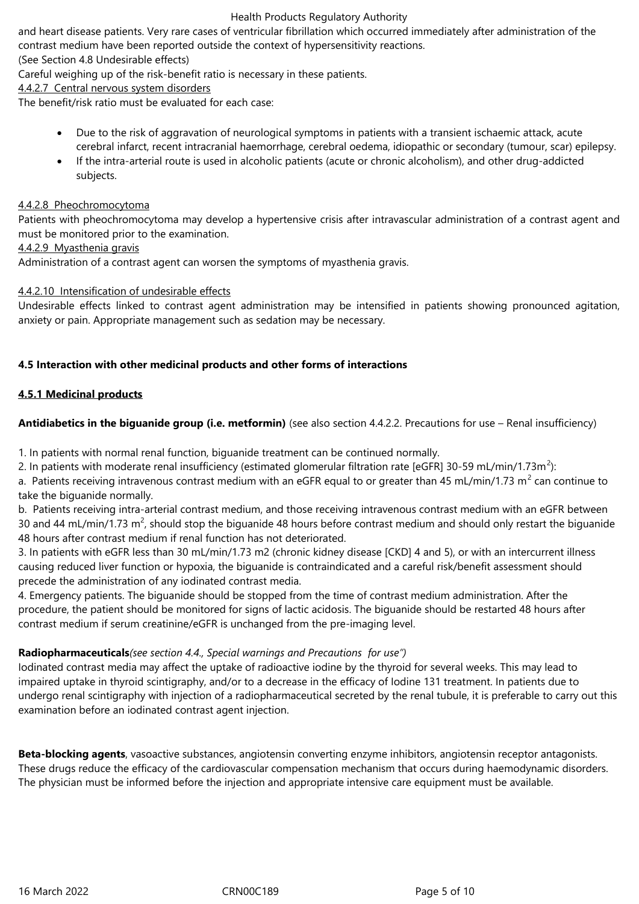and heart disease patients. Very rare cases of ventricular fibrillation which occurred immediately after administration of the contrast medium have been reported outside the context of hypersensitivity reactions.
(See Section 4.8 Undesirable effects)
Careful weighing up of the risk-benefit ratio is necessary in these patients.

4.4.2.7 Central nervous system disorders

The benefit/risk ratio must be evaluated for each case:

- Due to the risk of aggravation of neurological symptoms in patients with a transient ischaemic attack, acute cerebral infarct, recent intracranial haemorrhage, cerebral oedema, idiopathic or secondary (tumour, scar) epilepsy.
- If the intra-arterial route is used in alcoholic patients (acute or chronic alcoholism), and other drug-addicted subjects.

4.4.2.8 Pheochromocytoma

Patients with pheochromocytoma may develop a hypertensive crisis after intravascular administration of a contrast agent and must be monitored prior to the examination.

4.4.2.9 Myasthenia gravis

Administration of a contrast agent can worsen the symptoms of myasthenia gravis.

4.4.2.10 Intensification of undesirable effects

Undesirable effects linked to contrast agent administration may be intensified in patients showing pronounced agitation, anxiety or pain. Appropriate management such as sedation may be necessary.

**4.5 Interaction with other medicinal products and other forms of interactions**

**4.5.1 Medicinal products**

**Antidiabetics in the biguanide group (i.e. metformin)** (see also section 4.4.2.2. Precautions for use – Renal insufficiency)

1. In patients with normal renal function, biguanide treatment can be continued normally.
2. In patients with moderate renal insufficiency (estimated glomerular filtration rate [eGFR] 30-59 mL/min/1.73m$^2$):
a. Patients receiving intravenous contrast medium with an eGFR equal to or greater than 45 mL/min/1.73 m$^2$ can continue to take the biguanide normally.
b. Patients receiving intra-arterial contrast medium, and those receiving intravenous contrast medium with an eGFR between 30 and 44 mL/min/1.73 m$^2$, should stop the biguanide 48 hours before contrast medium and should only restart the biguanide 48 hours after contrast medium if renal function has not deteriorated.
3. In patients with eGFR less than 30 mL/min/1.73 m2 (chronic kidney disease [CKD] 4 and 5), or with an intercurrent illness causing reduced liver function or hypoxia, the biguanide is contraindicated and a careful risk/benefit assessment should precede the administration of any iodinated contrast media.
4. Emergency patients. The biguanide should be stopped from the time of contrast medium administration. After the procedure, the patient should be monitored for signs of lactic acidosis. The biguanide should be restarted 48 hours after contrast medium if serum creatinine/eGFR is unchanged from the pre-imaging level.

**Radiopharmaceuticals***(see section 4.4., Special warnings and Precautions for use")*
Iodinated contrast media may affect the uptake of radioactive iodine by the thyroid for several weeks. This may lead to impaired uptake in thyroid scintigraphy, and/or to a decrease in the efficacy of Iodine 131 treatment. In patients due to undergo renal scintigraphy with injection of a radiopharmaceutical secreted by the renal tubule, it is preferable to carry out this examination before an iodinated contrast agent injection.

**Beta-blocking agents**, vasoactive substances, angiotensin converting enzyme inhibitors, angiotensin receptor antagonists. These drugs reduce the efficacy of the cardiovascular compensation mechanism that occurs during haemodynamic disorders. The physician must be informed before the injection and appropriate intensive care equipment must be available.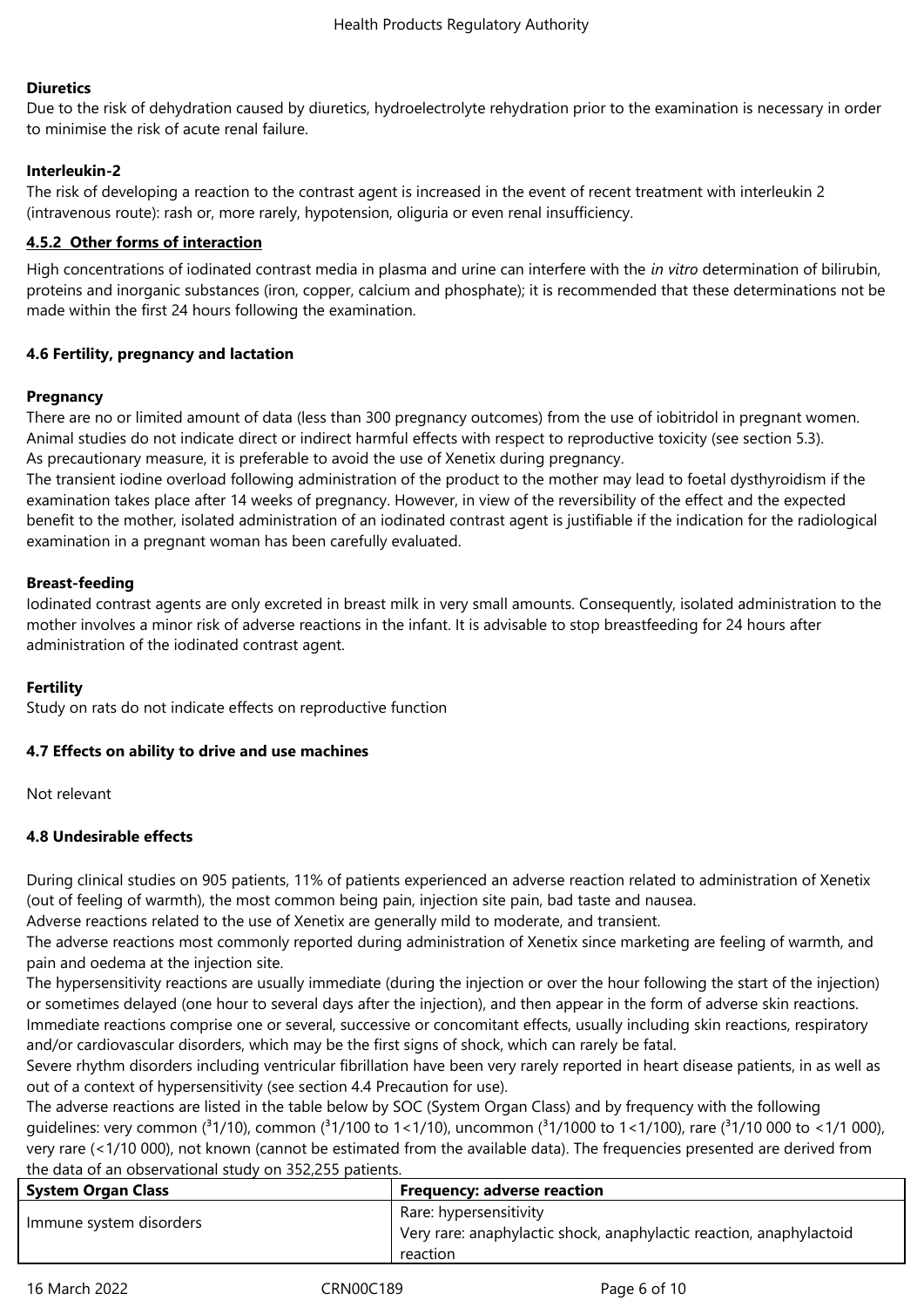**Diuretics**

Due to the risk of dehydration caused by diuretics, hydroelectrolyte rehydration prior to the examination is necessary in order to minimise the risk of acute renal failure.

**Interleukin-2**

The risk of developing a reaction to the contrast agent is increased in the event of recent treatment with interleukin 2 (intravenous route): rash or, more rarely, hypotension, oliguria or even renal insufficiency.

**4.5.2 Other forms of interaction**

High concentrations of iodinated contrast media in plasma and urine can interfere with the *in vitro* determination of bilirubin, proteins and inorganic substances (iron, copper, calcium and phosphate); it is recommended that these determinations not be made within the first 24 hours following the examination.

**4.6 Fertility, pregnancy and lactation**

**Pregnancy**

There are no or limited amount of data (less than 300 pregnancy outcomes) from the use of iobitridol in pregnant women. Animal studies do not indicate direct or indirect harmful effects with respect to reproductive toxicity (see section 5.3).
As precautionary measure, it is preferable to avoid the use of Xenetix during pregnancy.
The transient iodine overload following administration of the product to the mother may lead to foetal dysthyroidism if the examination takes place after 14 weeks of pregnancy. However, in view of the reversibility of the effect and the expected benefit to the mother, isolated administration of an iodinated contrast agent is justifiable if the indication for the radiological examination in a pregnant woman has been carefully evaluated.

**Breast-feeding**

Iodinated contrast agents are only excreted in breast milk in very small amounts. Consequently, isolated administration to the mother involves a minor risk of adverse reactions in the infant. It is advisable to stop breastfeeding for 24 hours after administration of the iodinated contrast agent.

**Fertility**

Study on rats do not indicate effects on reproductive function

**4.7 Effects on ability to drive and use machines**

Not relevant

**4.8 Undesirable effects**

During clinical studies on 905 patients, 11% of patients experienced an adverse reaction related to administration of Xenetix (out of feeling of warmth), the most common being pain, injection site pain, bad taste and nausea.
Adverse reactions related to the use of Xenetix are generally mild to moderate, and transient.
The adverse reactions most commonly reported during administration of Xenetix since marketing are feeling of warmth, and pain and oedema at the injection site.
The hypersensitivity reactions are usually immediate (during the injection or over the hour following the start of the injection) or sometimes delayed (one hour to several days after the injection), and then appear in the form of adverse skin reactions.
Immediate reactions comprise one or several, successive or concomitant effects, usually including skin reactions, respiratory and/or cardiovascular disorders, which may be the first signs of shock, which can rarely be fatal.
Severe rhythm disorders including ventricular fibrillation have been very rarely reported in heart disease patients, in as well as out of a context of hypersensitivity (see section 4.4 Precaution for use).
The adverse reactions are listed in the table below by SOC (System Organ Class) and by frequency with the following guidelines: very common (³1/10), common (³1/100 to 1<1/10), uncommon (³1/1000 to 1<1/100), rare (³1/10 000 to <1/1 000), very rare (<1/10 000), not known (cannot be estimated from the available data). The frequencies presented are derived from the data of an observational study on 352,255 patients.

| System Organ Class | Frequency: adverse reaction |
|---|---|
| Immune system disorders | Rare: hypersensitivity<br>Very rare: anaphylactic shock, anaphylactic reaction, anaphylactoid reaction |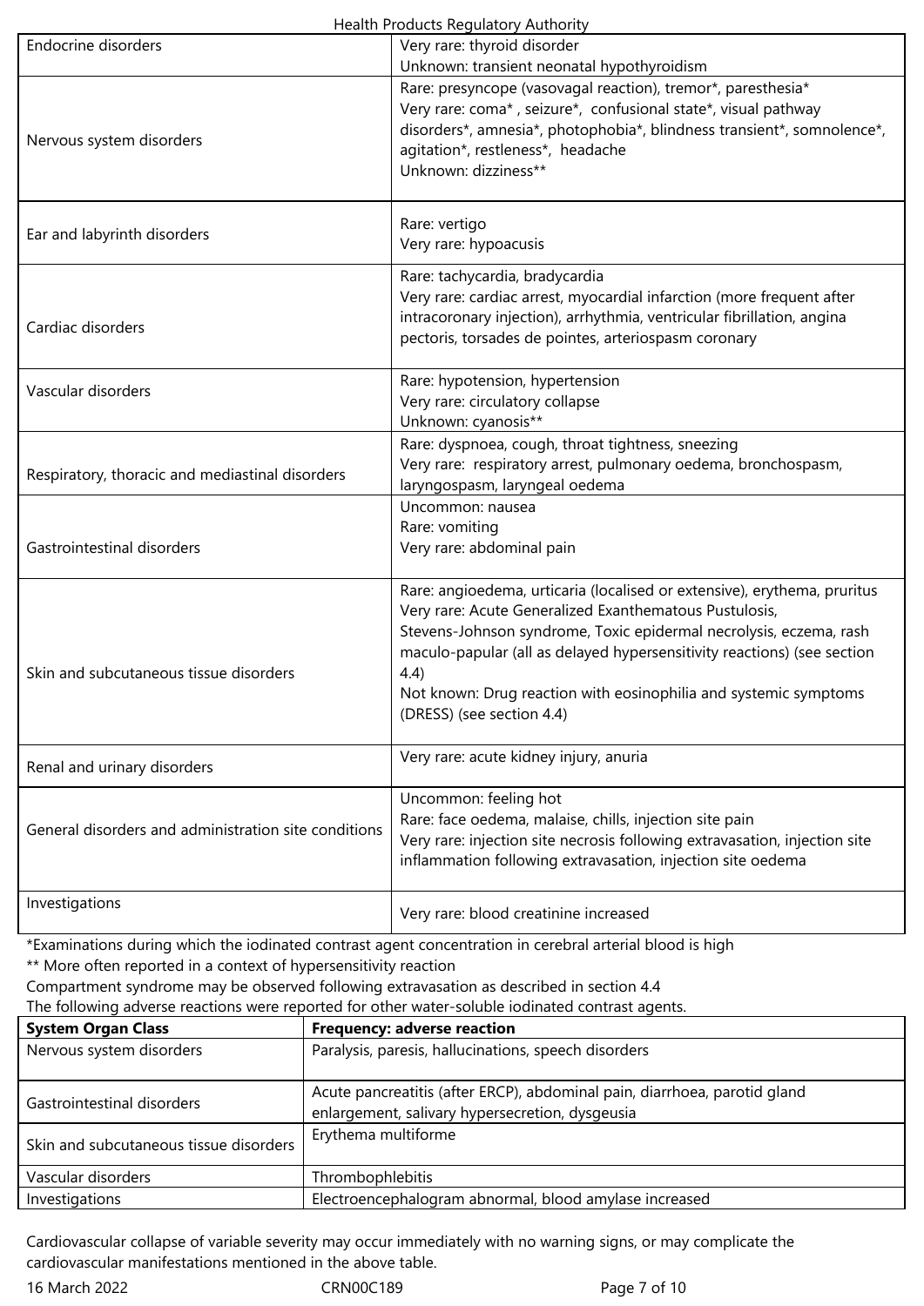| | |
|---|---|
| Endocrine disorders | Very rare: thyroid disorder<br>Unknown: transient neonatal hypothyroidism |
| Nervous system disorders | Rare: presyncope (vasovagal reaction), tremor*, paresthesia*<br>Very rare: coma* , seizure*, confusional state*, visual pathway disorders*, amnesia*, photophobia*, blindness transient*, somnolence*, agitation*, restleness*, headache<br>Unknown: dizziness** |
| Ear and labyrinth disorders | Rare: vertigo<br>Very rare: hypoacusis |
| Cardiac disorders | Rare: tachycardia, bradycardia<br>Very rare: cardiac arrest, myocardial infarction (more frequent after intracoronary injection), arrhythmia, ventricular fibrillation, angina pectoris, torsades de pointes, arteriospasm coronary |
| Vascular disorders | Rare: hypotension, hypertension<br>Very rare: circulatory collapse<br>Unknown: cyanosis** |
| Respiratory, thoracic and mediastinal disorders | Rare: dyspnoea, cough, throat tightness, sneezing<br>Very rare: respiratory arrest, pulmonary oedema, bronchospasm, laryngospasm, laryngeal oedema |
| Gastrointestinal disorders | Uncommon: nausea<br>Rare: vomiting<br>Very rare: abdominal pain |
| Skin and subcutaneous tissue disorders | Rare: angioedema, urticaria (localised or extensive), erythema, pruritus<br>Very rare: Acute Generalized Exanthematous Pustulosis, Stevens-Johnson syndrome, Toxic epidermal necrolysis, eczema, rash maculo-papular (all as delayed hypersensitivity reactions) (see section 4.4)<br>Not known: Drug reaction with eosinophilia and systemic symptoms (DRESS) (see section 4.4) |
| Renal and urinary disorders | Very rare: acute kidney injury, anuria |
| General disorders and administration site conditions | Uncommon: feeling hot<br>Rare: face oedema, malaise, chills, injection site pain<br>Very rare: injection site necrosis following extravasation, injection site inflammation following extravasation, injection site oedema |
| Investigations | Very rare: blood creatinine increased |

*Examinations during which the iodinated contrast agent concentration in cerebral arterial blood is high
** More often reported in a context of hypersensitivity reaction
Compartment syndrome may be observed following extravasation as described in section 4.4
The following adverse reactions were reported for other water-soluble iodinated contrast agents.

| System Organ Class | Frequency: adverse reaction |
|---|---|
| Nervous system disorders | Paralysis, paresis, hallucinations, speech disorders |
| Gastrointestinal disorders | Acute pancreatitis (after ERCP), abdominal pain, diarrhoea, parotid gland enlargement, salivary hypersecretion, dysgeusia |
| Skin and subcutaneous tissue disorders | Erythema multiforme |
| Vascular disorders | Thrombophlebitis |
| Investigations | Electroencephalogram abnormal, blood amylase increased |

Cardiovascular collapse of variable severity may occur immediately with no warning signs, or may complicate the cardiovascular manifestations mentioned in the above table.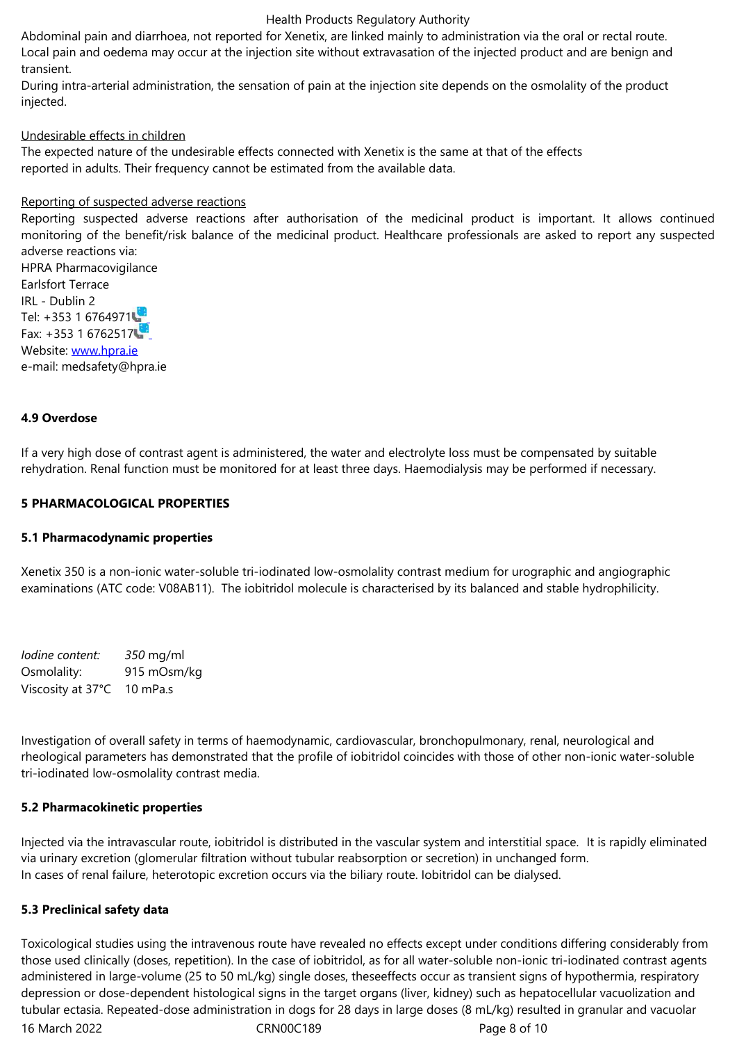Abdominal pain and diarrhoea, not reported for Xenetix, are linked mainly to administration via the oral or rectal route.
Local pain and oedema may occur at the injection site without extravasation of the injected product and are benign and transient.
During intra-arterial administration, the sensation of pain at the injection site depends on the osmolality of the product injected.

Undesirable effects in children
The expected nature of the undesirable effects connected with Xenetix is the same at that of the effects reported in adults. Their frequency cannot be estimated from the available data.

Reporting of suspected adverse reactions
Reporting suspected adverse reactions after authorisation of the medicinal product is important. It allows continued monitoring of the benefit/risk balance of the medicinal product. Healthcare professionals are asked to report any suspected adverse reactions via:
HPRA Pharmacovigilance
Earlsfort Terrace
IRL - Dublin 2
Tel: +353 1 6764971
Fax: +353 1 6762517
Website: www.hpra.ie
e-mail: medsafety@hpra.ie

**4.9 Overdose**

If a very high dose of contrast agent is administered, the water and electrolyte loss must be compensated by suitable rehydration. Renal function must be monitored for at least three days. Haemodialysis may be performed if necessary.

**5 PHARMACOLOGICAL PROPERTIES**

**5.1 Pharmacodynamic properties**

Xenetix 350 is a non-ionic water-soluble tri-iodinated low-osmolality contrast medium for urographic and angiographic examinations (ATC code: V08AB11). The iobitridol molecule is characterised by its balanced and stable hydrophilicity.

| | |
|---|---|
| *Iodine content:* | *350* mg/ml |
| Osmolality: | 915 mOsm/kg |
| Viscosity at 37°C | 10 mPa.s |

Investigation of overall safety in terms of haemodynamic, cardiovascular, bronchopulmonary, renal, neurological and rheological parameters has demonstrated that the profile of iobitridol coincides with those of other non-ionic water-soluble tri-iodinated low-osmolality contrast media.

**5.2 Pharmacokinetic properties**

Injected via the intravascular route, iobitridol is distributed in the vascular system and interstitial space. It is rapidly eliminated via urinary excretion (glomerular filtration without tubular reabsorption or secretion) in unchanged form.
In cases of renal failure, heterotopic excretion occurs via the biliary route. Iobitridol can be dialysed.

**5.3 Preclinical safety data**

Toxicological studies using the intravenous route have revealed no effects except under conditions differing considerably from those used clinically (doses, repetition). In the case of iobitridol, as for all water-soluble non-ionic tri-iodinated contrast agents administered in large-volume (25 to 50 mL/kg) single doses, theseeffects occur as transient signs of hypothermia, respiratory depression or dose-dependent histological signs in the target organs (liver, kidney) such as hepatocellular vacuolization and tubular ectasia. Repeated-dose administration in dogs for 28 days in large doses (8 mL/kg) resulted in granular and vacuolar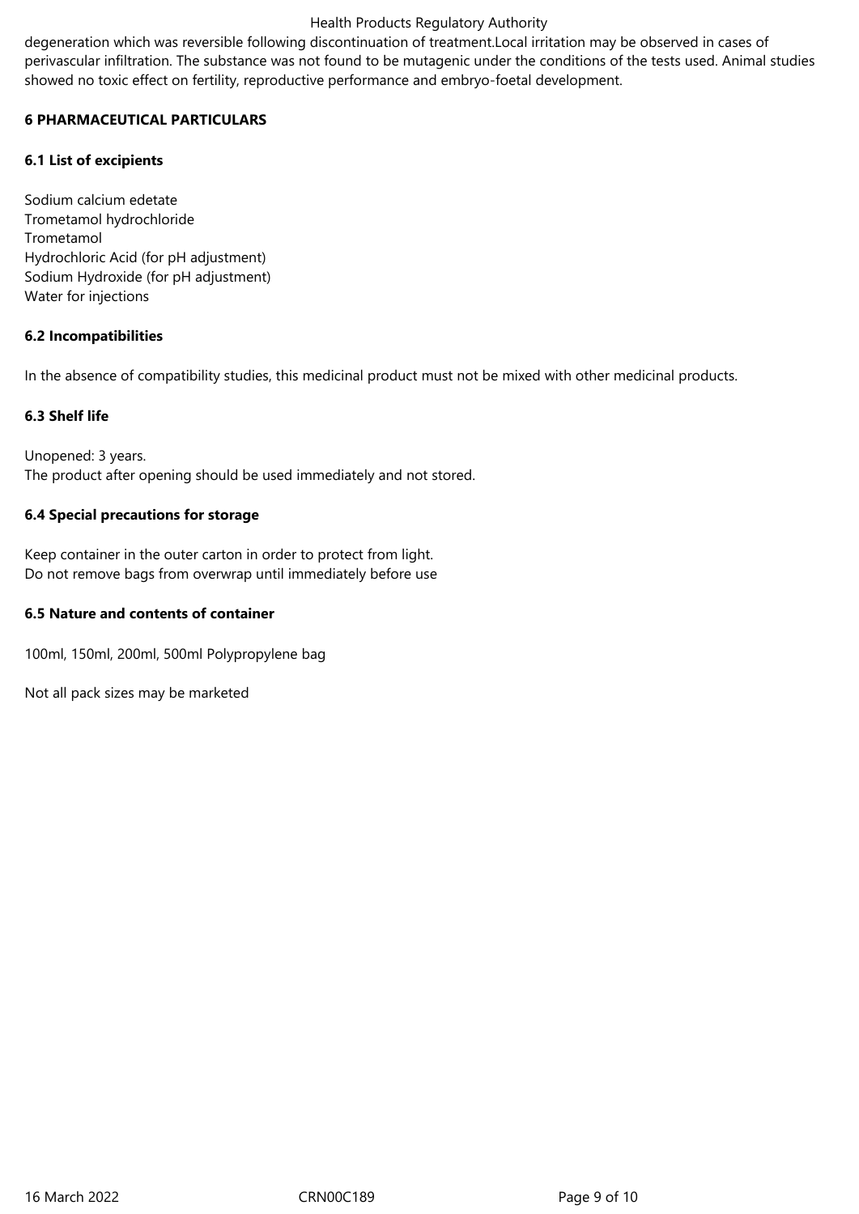degeneration which was reversible following discontinuation of treatment.Local irritation may be observed in cases of perivascular infiltration. The substance was not found to be mutagenic under the conditions of the tests used. Animal studies showed no toxic effect on fertility, reproductive performance and embryo-foetal development.

## 6 PHARMACEUTICAL PARTICULARS

### 6.1 List of excipients

Sodium calcium edetate
Trometamol hydrochloride
Trometamol
Hydrochloric Acid (for pH adjustment)
Sodium Hydroxide (for pH adjustment)
Water for injections

### 6.2 Incompatibilities

In the absence of compatibility studies, this medicinal product must not be mixed with other medicinal products.

### 6.3 Shelf life

Unopened: 3 years.
The product after opening should be used immediately and not stored.

### 6.4 Special precautions for storage

Keep container in the outer carton in order to protect from light.
Do not remove bags from overwrap until immediately before use

### 6.5 Nature and contents of container

100ml, 150ml, 200ml, 500ml Polypropylene bag

Not all pack sizes may be marketed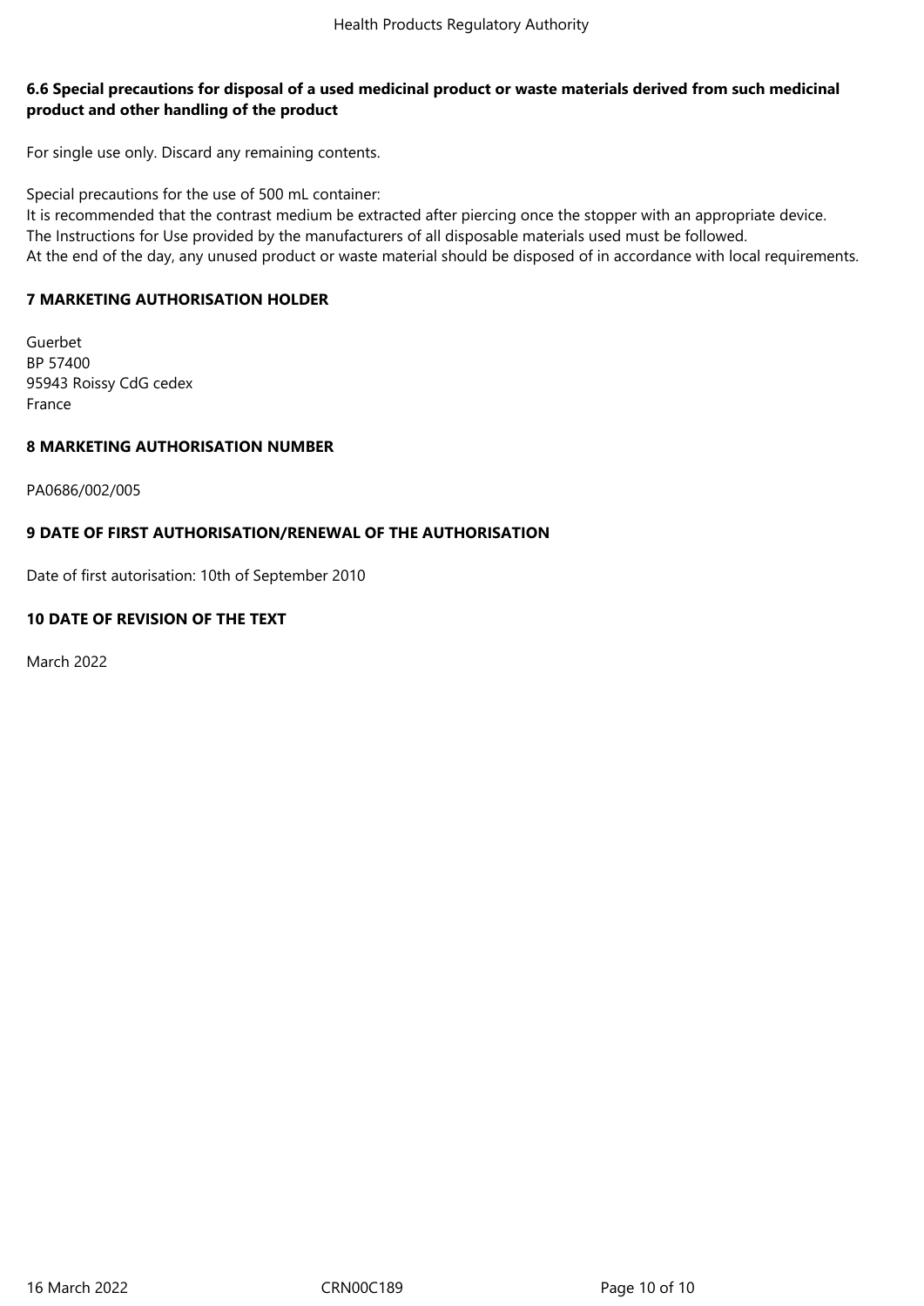## 6.6 Special precautions for disposal of a used medicinal product or waste materials derived from such medicinal product and other handling of the product

For single use only. Discard any remaining contents.

Special precautions for the use of 500 mL container:
It is recommended that the contrast medium be extracted after piercing once the stopper with an appropriate device.
The Instructions for Use provided by the manufacturers of all disposable materials used must be followed.
At the end of the day, any unused product or waste material should be disposed of in accordance with local requirements.

## 7 MARKETING AUTHORISATION HOLDER

Guerbet
BP 57400
95943 Roissy CdG cedex
France

## 8 MARKETING AUTHORISATION NUMBER

PA0686/002/005

## 9 DATE OF FIRST AUTHORISATION/RENEWAL OF THE AUTHORISATION

Date of first autorisation: 10th of September 2010

## 10 DATE OF REVISION OF THE TEXT

March 2022